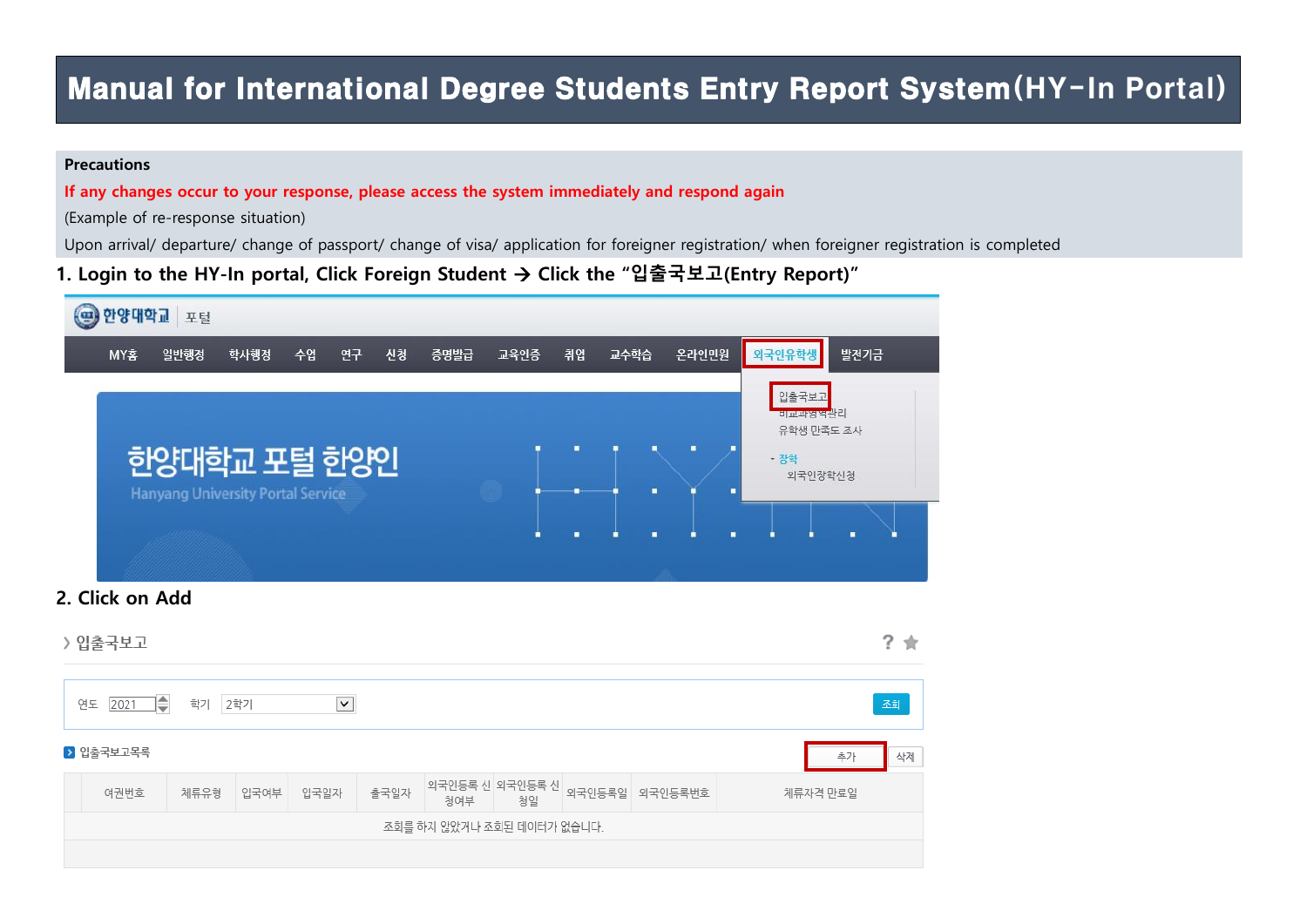# Manual for International Degree Students Entry Report System(HY-In Portal)

**Precautions**

**If any changes occur to your response, please access the system immediately and respond again**

(Example of re-response situation)

Upon arrival/ departure/ change of passport/ change of visa/ application for foreigner registration/ when foreigner registration is completed

## 1. Login to the HY-In portal, Click Foreign Student → Click the "입출국보고(Entry Report)"

한양대학교 포털

MY홈 일반행정 학사행정 수업 연구 신청 증명발급 교육인증 취업 교수학습 온라인민원 외국인유학생 발전기금

입출국보고
비교과영역관리
유학생 만족도 조사
- 장학
외국인장학신청

한양대학교 포털 한양인
Hanyang University Portal Service

## 2. Click on Add

› 입출국보고

연도 2021 학기 2학기 조회

입출국보고목록 추가 삭제

| 여권번호 | 체류유형 | 입국여부 | 입국일자 | 출국일자 | 외국인등록 신청여부 | 외국인등록 신청일 | 외국인등록일 | 외국인등록번호 | 체류자격 만료일 |
|---|---|---|---|---|---|---|---|---|---|
| 조회를 하지 않았거나 조회된 데이터가 없습니다. | | | | | | | | | |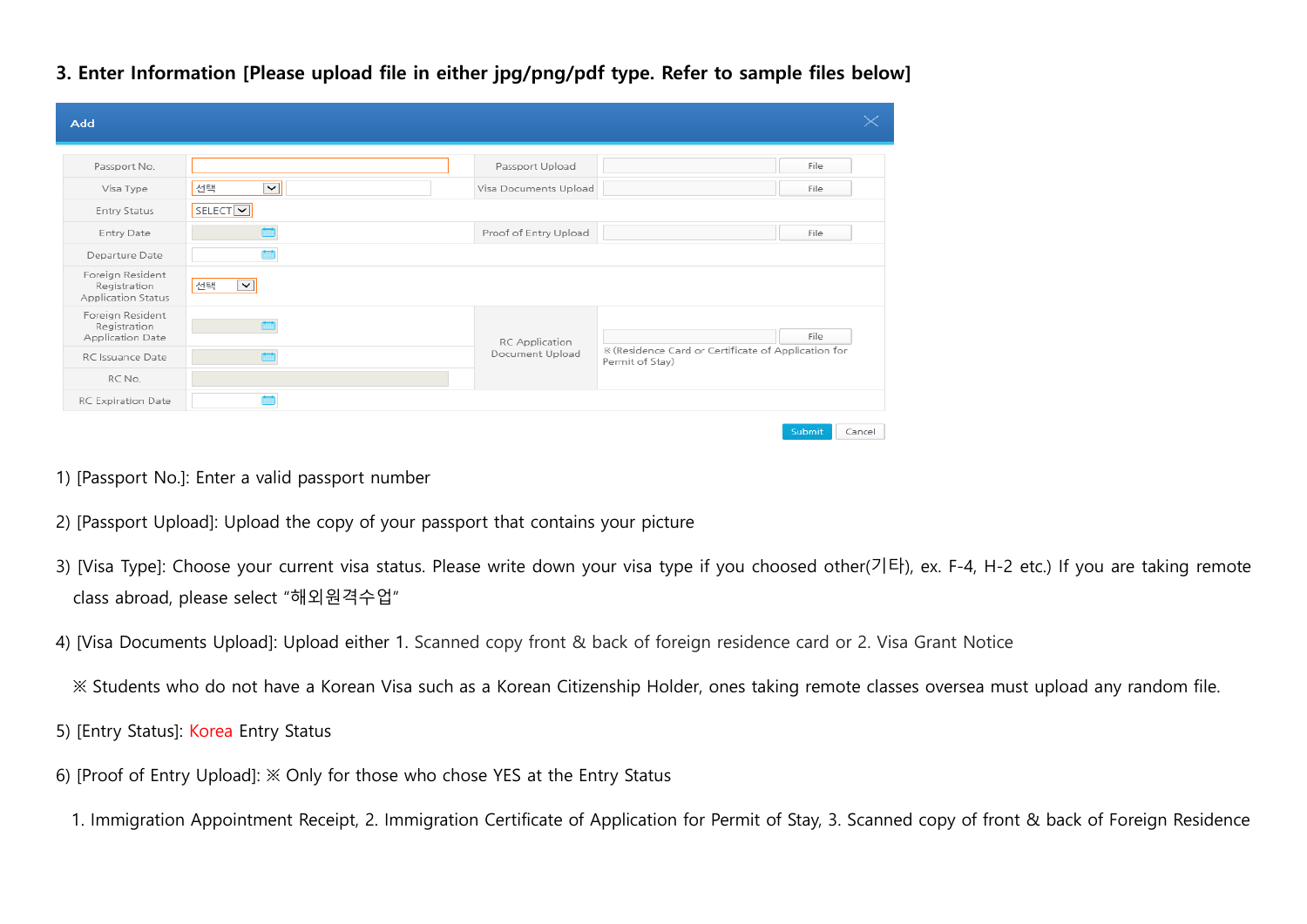**3. Enter Information [Please upload file in either jpg/png/pdf type. Refer to sample files below]**

| Add | | | |
|---|---|---|---|
| Passport No. | | Passport Upload | File |
| Visa Type | 선택 | Visa Documents Upload | File |
| Entry Status | SELECT | | |
| Entry Date | | Proof of Entry Upload | File |
| Departure Date | | | |
| Foreign Resident Registration Application Status | 선택 | | |
| Foreign Resident Registration Application Date | | RC Application Document Upload | File ※(Residence Card or Certificate of Application for Permit of Stay) |
| RC Issuance Date | | | |
| RC No. | | | |
| RC Expiration Date | | | |

Submit | Cancel

1) [Passport No.]: Enter a valid passport number

2) [Passport Upload]: Upload the copy of your passport that contains your picture

3) [Visa Type]: Choose your current visa status. Please write down your visa type if you choosed other(기타), ex. F-4, H-2 etc.) If you are taking remote class abroad, please select "해외원격수업"

4) [Visa Documents Upload]: Upload either 1. Scanned copy front & back of foreign residence card or 2. Visa Grant Notice

※ Students who do not have a Korean Visa such as a Korean Citizenship Holder, ones taking remote classes oversea must upload any random file.

5) [Entry Status]: Korea Entry Status

6) [Proof of Entry Upload]: ※ Only for those who chose YES at the Entry Status

1. Immigration Appointment Receipt, 2. Immigration Certificate of Application for Permit of Stay, 3. Scanned copy of front & back of Foreign Residence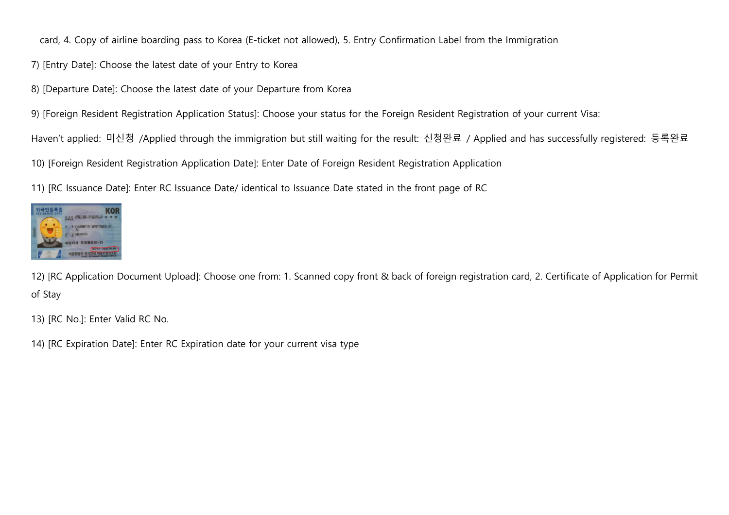card, 4. Copy of airline boarding pass to Korea (E-ticket not allowed), 5. Entry Confirmation Label from the Immigration

7) [Entry Date]: Choose the latest date of your Entry to Korea

8) [Departure Date]: Choose the latest date of your Departure from Korea

9) [Foreign Resident Registration Application Status]: Choose your status for the Foreign Resident Registration of your current Visa:

Haven't applied: 미신청 /Applied through the immigration but still waiting for the result: 신청완료 / Applied and has successfully registered: 등록완료

10) [Foreign Resident Registration Application Date]: Enter Date of Foreign Resident Registration Application

11) [RC Issuance Date]: Enter RC Issuance Date/ identical to Issuance Date stated in the front page of RC

12) [RC Application Document Upload]: Choose one from: 1. Scanned copy front & back of foreign registration card, 2. Certificate of Application for Permit of Stay

13) [RC No.]: Enter Valid RC No.

14) [RC Expiration Date]: Enter RC Expiration date for your current visa type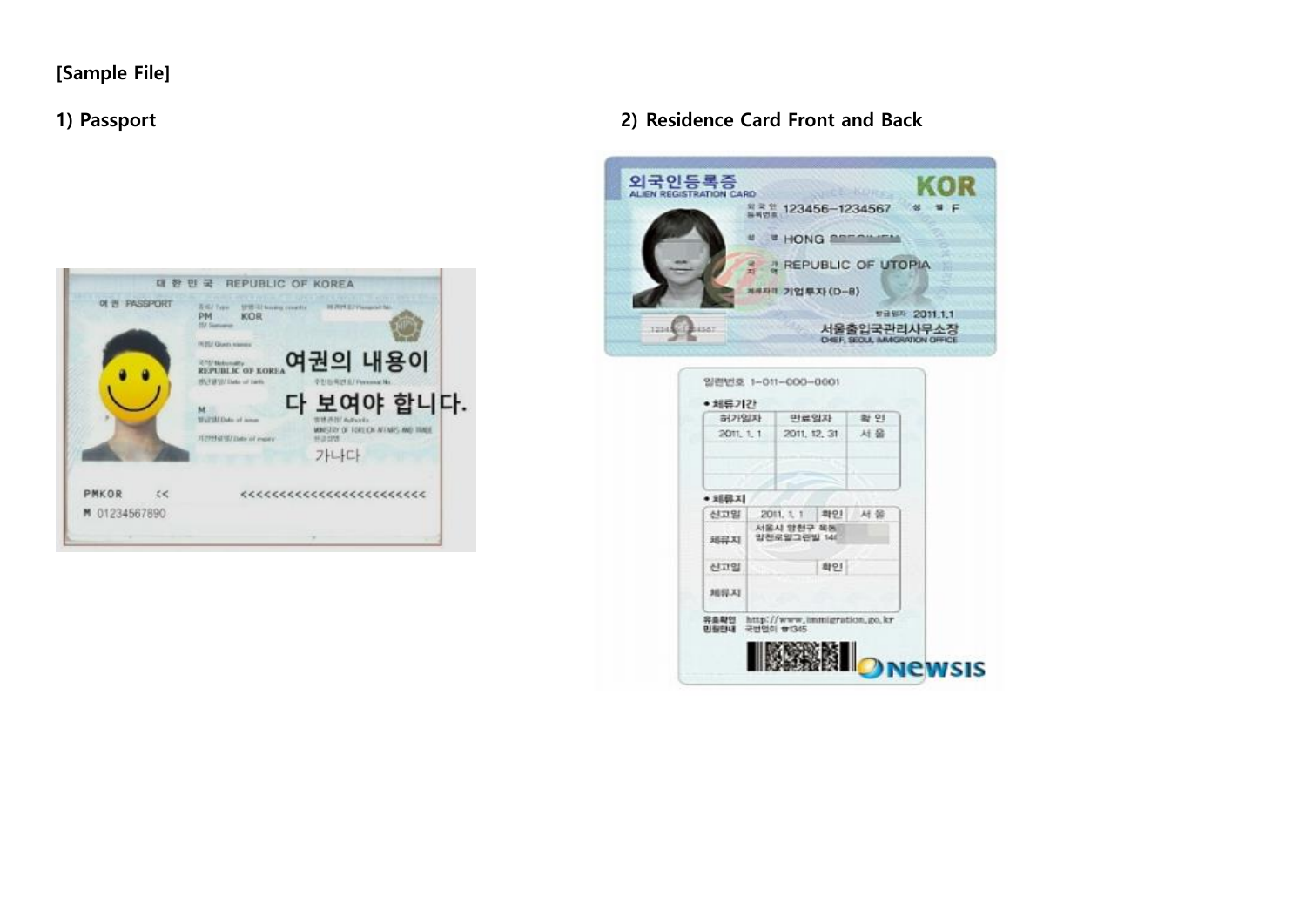**[Sample File]**

**1) Passport**

**2) Residence Card Front and Back**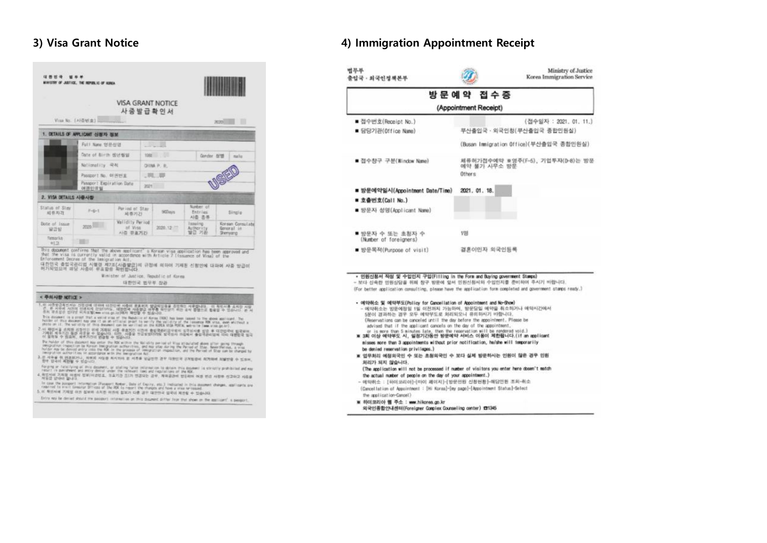### 3) Visa Grant Notice

대한민국 법무부
MINISTRY OF JUSTICE, THE REPUBLIC OF KOREA

VISA GRANT NOTICE
사증발급확인서

Visa No. (사증번호) 2020

**1. DETAILS OF APPLICANT 신청자 정보**

| | |
|---|---|
| Full Name 영문성명 | |
| Date of Birth 생년월일 | 198 |
| Gender 성별 | male |
| Nationality 국적 | CHINA P. R. |
| Passport No. 여권번호 | |
| Passport Expiration Date 여권만료일 | 2021 |

USED

**2. VISA DETAILS 사증사항**

| | | | | | |
|---|---|---|---|---|---|
| Status of Stay 체류자격 | F-6-1 | Period of Stay 체류기간 | 90Days | Number of Entries 사증 종류 | Single |
| Date of Issue 발급일 | 2020 | Validity Period of Visa 사증 유효기간 | 2020.12 | Issuing Authority 발급 기관 | Korean Consulate General in Shenyang |
| Remarks 비고 | | | | | |

This document confirms that the above applicant's Korean visa application has been approved and that the visa is currently valid in accordance with Article 7 (Issuance of Visa) of the Enforcement Decree of the Immigration Act.
대한민국 출입국관리법 시행령 제7조(사증발급)의 규정에 의하여 기재된 신청인에 대하여 사증 발급이 허가되었으며 해당 사증이 유효함을 확인합니다.

Minister of Justice, Republic of Korea
대한민국 법무부 장관

**< 주의사항 NOTICE >**

### 4) Immigration Appointment Receipt

법무부
출입국·외국인정책본부

Ministry of Justice
Korea Immigration Service

**방문예약 접수증**
**(Appointment Receipt)**

- 접수번호(Receipt No.) (접수일자 : 2021. 01. 11.)
- 담당기관(Office Name) 부산출입국·외국인청(부산출입국 종합민원실)
  (Busan Immigration Office)(부산출입국 종합민원실)
- 접수창구 구분(Window Name) 체류허가접수예약 ※영주(F-5), 기업투자(D-8)는 방문예약 불가 사무소 방문
  Others
- 방문예약일시(Appointment Date/Time) 2021. 01. 18.
- 호출번호(Call No.)
- 방문자 성명(Applicant Name)
- 방문자 수 또는 초청자 수 (Number of foreigners) 1명
- 방문목적(Purpose of visit) 결혼이민자 외국인등록

- 민원신청서 작성 및 수입인지 구입(Filling in the Form and Buying government Stamps)
  - 보다 신속한 민원상담을 위해 창구 방문에 앞서 민원신청서와 수입인지를 준비하여 주시기 바랍니다.
  (For better application consulting, please have the application form completed and government stamps ready.)

- 예약취소 및 예약부도(Policy for Cancellation of Appointment and No-Show)
  - 예약취소는 방문예정일 1일 이전까지 가능하며, 방문당일 예약을 취소하거나 예약시간에서 5분이 경과하는 경우 모두 예약부도로 처리되오니 유의하시기 바랍니다.
  (Reservations can be canceled until the day before the appointment. Please be advised that if the applicant cancels on the day of the appointment, or is more than 5 minutes late, then the reservation will be rendered void.)
  ※ 3회 이상 예약부도 시, 일정기간동안 방문예약 서비스 이용이 제한됩니다.(If an applicant misses more than 3 appointments without prior notification, he/she will temporarily be denied reservation privileges.)
  ※ 업무처리 예정외국인 수 또는 초청외국인 수 보다 실제 방문하시는 인원이 많은 경우 민원 처리가 되지 않습니다.
  (The application will not be processed if number of visitors you enter here doesn't match the actual number of people on the day of your appointment.)
  - 예약취소 : [하이코리아]-[마이 페이지]-[방문민원 신청현황]-해당민원 조회-취소
  (Cancellation of Appointment : [Hi Korea]-[my page]-[Appointment Status]-Select the application-Cancel)
  ※ 하이코리아 웹 주소 : www.hikorea.go.kr
  외국인종합안내센터(Foreigner Complex Counseling center) ☎1345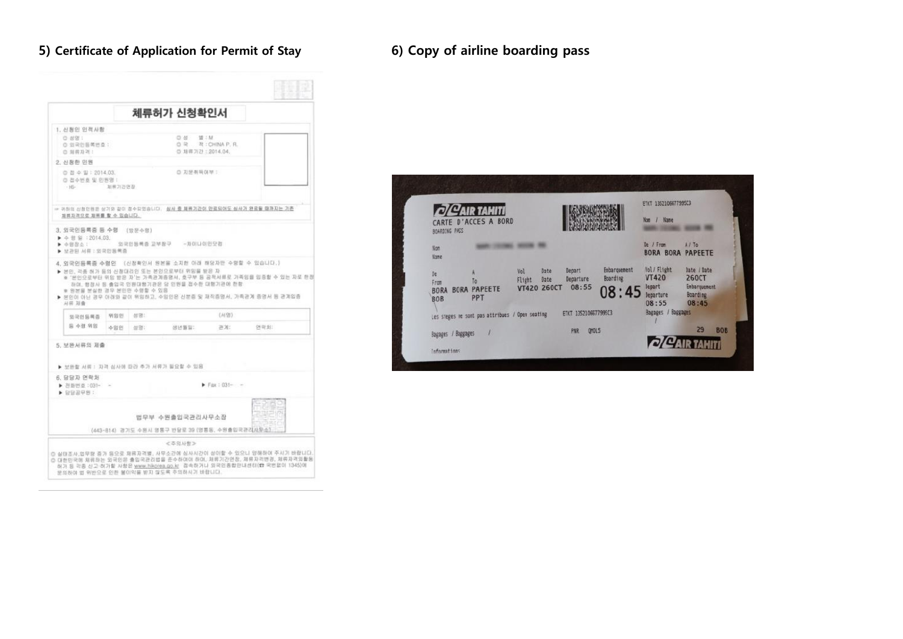## 5) Certificate of Application for Permit of Stay

### 체류허가 신청확인서

1. 신청인 인적사항

○ 성명 :
○ 외국인등록번호 :
○ 체류자격 :
○ 성 별 : M
○ 국 적 : CHINA P. R.
○ 체류기간 : 2014.04.

2. 신청한 민원

○ 접 수 일 : 2014.03.
○ 지문취득여부 :
○ 접수번호 및 민원명 :
- HS- 체류기간연장

※ 귀하의 신청민원은 상기와 같이 접수되었습니다. 심사 중 체류기간이 만료되어도 심사가 완료될 때까지는 기존 체류자격으로 체류할 수 있습니다.

3. 외국인등록증 등 수령 (방문수령)

▶ 수 령 일 : 2014.03.
▶ 수령장소 : 외국인등록증 교부창구 -차이나이민닷컴
▶ 보관된 서류 : 외국인등록증

4. 외국인등록증 수령인 (신청확인서 원본을 소지한 아래 해당자만 수령할 수 있습니다.)

▶ 본인, 각종 허가 등의 신청대리인 또는 본인으로부터 위임을 받은 자
※ '본인으로부터 위임 받은 자'는 가족관계증명서, 호구부 등 공적서류로 가족임을 입증할 수 있는 자로 한정하며, 행정사 등 출입국 민원대행기관은 당 민원을 접수한 대행기관에 한함
※ 원본을 분실한 경우 본인만 수령할 수 있음
▶ 본인이 아닌 경우 아래와 같이 위임하고, 수임인은 신분증 및 재직증명서, 가족관계 증명서 등 관계입증 서류 제출

| 외국인등록증 등 수령 위임 | 위임인 | 성명: | | (서명) | |
|---|---|---|---|---|---|
| | 수임인 | 성명: | 생년월일: | 관계: | 연락처: |

5. 보완서류의 제출

▶ 보완할 서류 : 자격 심사에 따라 추가 서류가 필요할 수 있음

6. 담당자 연락처

▶ 전화번호 : 031- -
▶ Fax : 031- -
▶ 담당공무원 :

법무부 수원출입국관리사무소장

(443-814) 경기도 수원시 영통구 반달로 39 (영통동, 수원출입국관리사무소)

<주의사항>

◎ 실태조사,업무량 증가 등으로 체류자격별, 사무소간에 심사시간이 상이할 수 있으니 양해하여 주시기 바랍니다.
◎ 대한민국에 체류하는 외국인은 출입국관리법을 준수하여야 하며, 체류기간연장, 체류자격변경, 체류자격외활동허가 등 각종 신고·허가할 사항은 www.hikorea.go.kr 접속하거나 외국인종합안내센터(☎ 국번없이 1345)에 문의하여 법 위반으로 인한 불이익을 받지 않도록 주의하시기 바랍니다.

## 6) Copy of airline boarding pass

AIR TAHITI
CARTE D'ACCES A BORD
BOARDING PASS

Nom / Name

| De / From | A / To | Vol / Flight | Date / Date | Depart / Departure | Embarquement / Boarding |
|---|---|---|---|---|---|
| BORA BORA BOB | PAPEETE PPT | VT420 | 260CT | 08:55 | 08:45 |

Les sieges ne sont pas attribues / Open seating

ETKT 1352106677995C3

Bagages / Baggages /

PNR QMOL5

Informations

ETKT 1352106677995C3

Nom / Name

De / From A / To
BORA BORA PAPEETE

Vol / Flight VT420
Date / Date 260CT
Depart / Departure 08:55
Embarquement / Boarding 08:45

Bagages / Baggages /

29 BOB

AIR TAHITI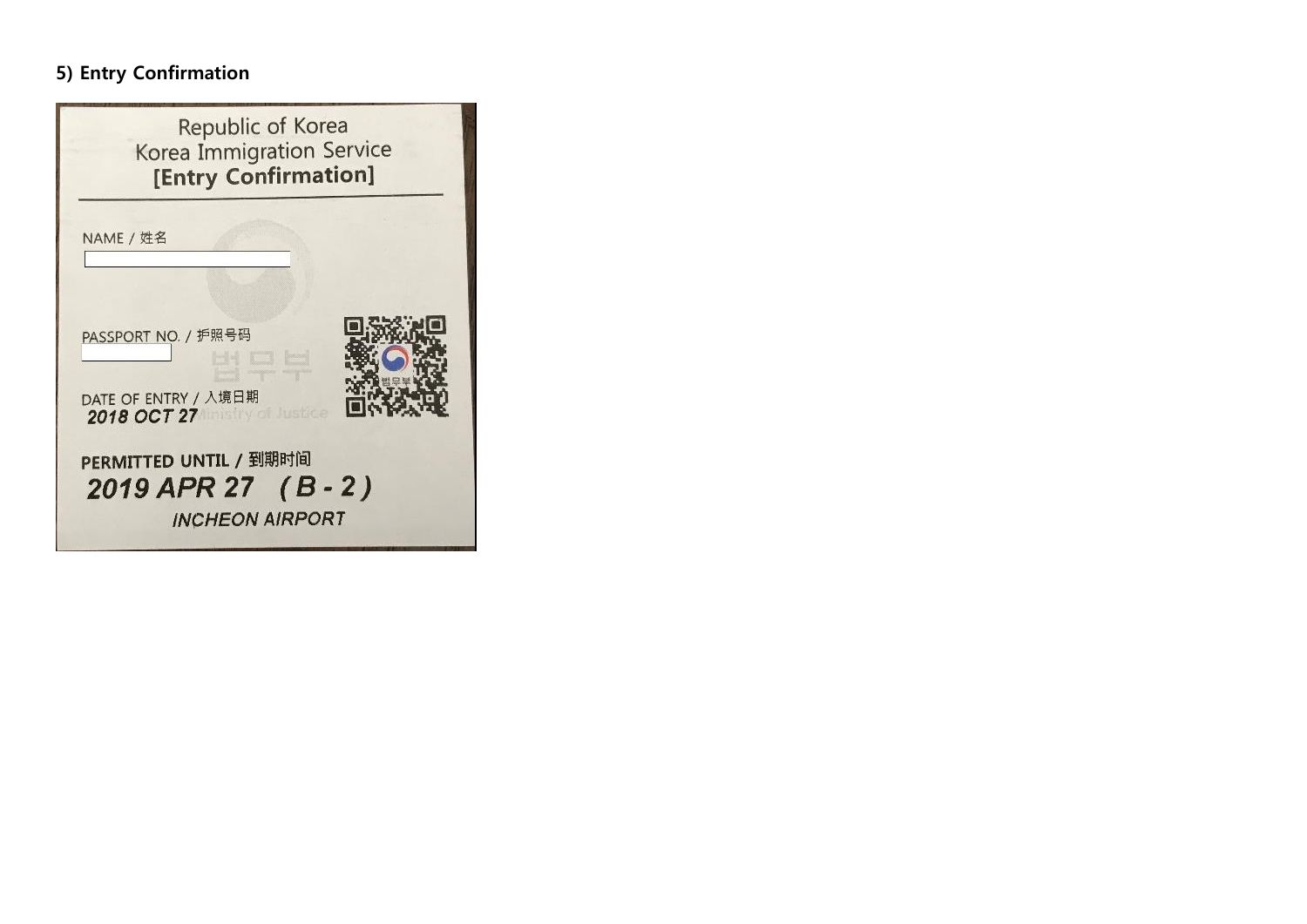**5) Entry Confirmation**

Republic of Korea
Korea Immigration Service
**[Entry Confirmation]**

NAME / 姓名

PASSPORT NO. / 护照号码

법무부

DATE OF ENTRY / 入境日期
*2018 OCT 27*

Ministry of Justice

**PERMITTED UNTIL / 到期时间**
***2019 APR 27 (B - 2)***
***INCHEON AIRPORT***